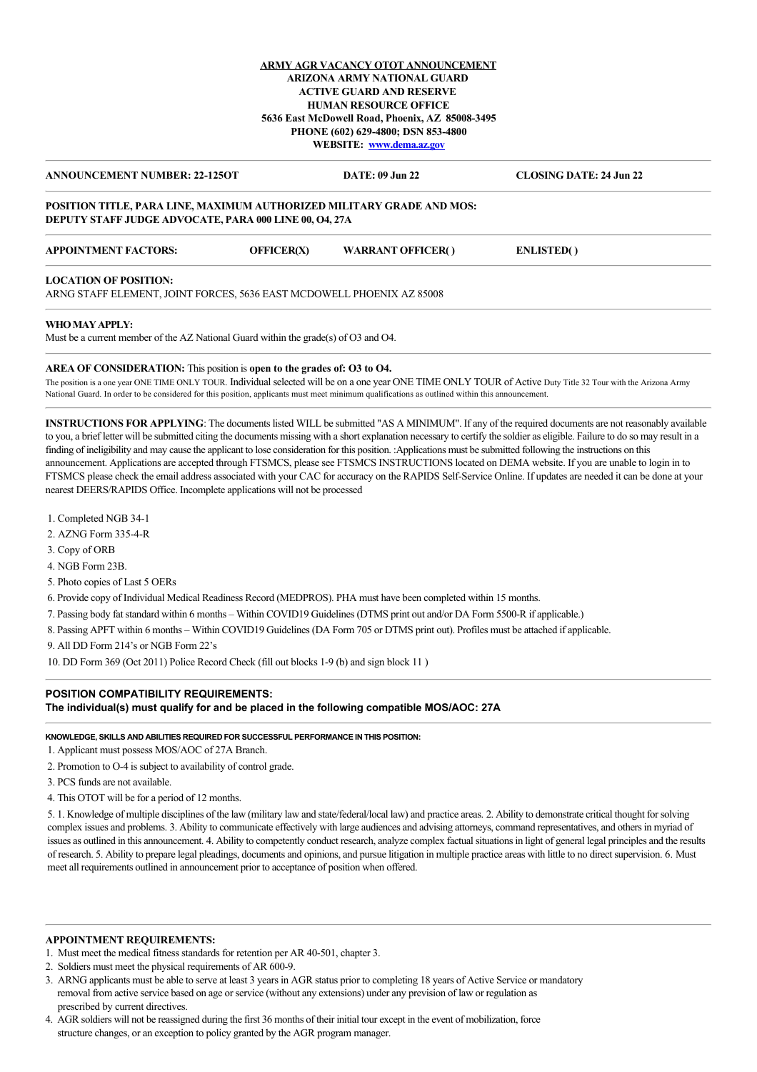**ARMY AGR VACANCY OTOT ANNOUNCEMENT**
**ARIZONA ARMY NATIONAL GUARD**
**ACTIVE GUARD AND RESERVE**
**HUMAN RESOURCE OFFICE**
**5636 East McDowell Road, Phoenix, AZ 85008-3495**
**PHONE (602) 629-4800; DSN 853-4800**
**WEBSITE: www.dema.az.gov**

---

**ANNOUNCEMENT NUMBER: 22-125OT** **DATE: 09 Jun 22** **CLOSING DATE: 24 Jun 22**

---

**POSITION TITLE, PARA LINE, MAXIMUM AUTHORIZED MILITARY GRADE AND MOS:**
**DEPUTY STAFF JUDGE ADVOCATE, PARA 000 LINE 00, O4, 27A**

---

**APPOINTMENT FACTORS:** **OFFICER(X)** **WARRANT OFFICER( )** **ENLISTED( )**

---

**LOCATION OF POSITION:**
ARNG STAFF ELEMENT, JOINT FORCES, 5636 EAST MCDOWELL PHOENIX AZ 85008

---

**WHO MAY APPLY:**
Must be a current member of the AZ National Guard within the grade(s) of O3 and O4.

---

**AREA OF CONSIDERATION:** This position is **open to the grades of: O3 to O4.**
The position is a one year ONE TIME ONLY TOUR. Individual selected will be on a one year ONE TIME ONLY TOUR of Active Duty Title 32 Tour with the Arizona Army National Guard. In order to be considered for this position, applicants must meet minimum qualifications as outlined within this announcement.

---

**INSTRUCTIONS FOR APPLYING**: The documents listed WILL be submitted "AS A MINIMUM". If any of the required documents are not reasonably available to you, a brief letter will be submitted citing the documents missing with a short explanation necessary to certify the soldier as eligible. Failure to do so may result in a finding of ineligibility and may cause the applicant to lose consideration for this position. :Applications must be submitted following the instructions on this announcement. Applications are accepted through FTSMCS, please see FTSMCS INSTRUCTIONS located on DEMA website. If you are unable to login in to FTSMCS please check the email address associated with your CAC for accuracy on the RAPIDS Self-Service Online. If updates are needed it can be done at your nearest DEERS/RAPIDS Office. Incomplete applications will not be processed

1. Completed NGB 34-1
2. AZNG Form 335-4-R
3. Copy of ORB
4. NGB Form 23B.
5. Photo copies of Last 5 OERs
6. Provide copy of Individual Medical Readiness Record (MEDPROS). PHA must have been completed within 15 months.
7. Passing body fat standard within 6 months – Within COVID19 Guidelines (DTMS print out and/or DA Form 5500-R if applicable.)
8. Passing APFT within 6 months – Within COVID19 Guidelines (DA Form 705 or DTMS print out). Profiles must be attached if applicable.
9. All DD Form 214's or NGB Form 22's
10. DD Form 369 (Oct 2011) Police Record Check (fill out blocks 1-9 (b) and sign block 11 )

---

**POSITION COMPATIBILITY REQUIREMENTS:**
**The individual(s) must qualify for and be placed in the following compatible MOS/AOC: 27A**

---

**KNOWLEDGE, SKILLS AND ABILITIES REQUIRED FOR SUCCESSFUL PERFORMANCE IN THIS POSITION:**

1. Applicant must possess MOS/AOC of 27A Branch.
2. Promotion to O-4 is subject to availability of control grade.
3. PCS funds are not available.
4. This OTOT will be for a period of 12 months.
5. 1. Knowledge of multiple disciplines of the law (military law and state/federal/local law) and practice areas. 2. Ability to demonstrate critical thought for solving complex issues and problems. 3. Ability to communicate effectively with large audiences and advising attorneys, command representatives, and others in myriad of issues as outlined in this announcement. 4. Ability to competently conduct research, analyze complex factual situations in light of general legal principles and the results of research. 5. Ability to prepare legal pleadings, documents and opinions, and pursue litigation in multiple practice areas with little to no direct supervision. 6. Must meet all requirements outlined in announcement prior to acceptance of position when offered.

---

**APPOINTMENT REQUIREMENTS:**

1. Must meet the medical fitness standards for retention per AR 40-501, chapter 3.
2. Soldiers must meet the physical requirements of AR 600-9.
3. ARNG applicants must be able to serve at least 3 years in AGR status prior to completing 18 years of Active Service or mandatory removal from active service based on age or service (without any extensions) under any prevision of law or regulation as prescribed by current directives.
4. AGR soldiers will not be reassigned during the first 36 months of their initial tour except in the event of mobilization, force structure changes, or an exception to policy granted by the AGR program manager.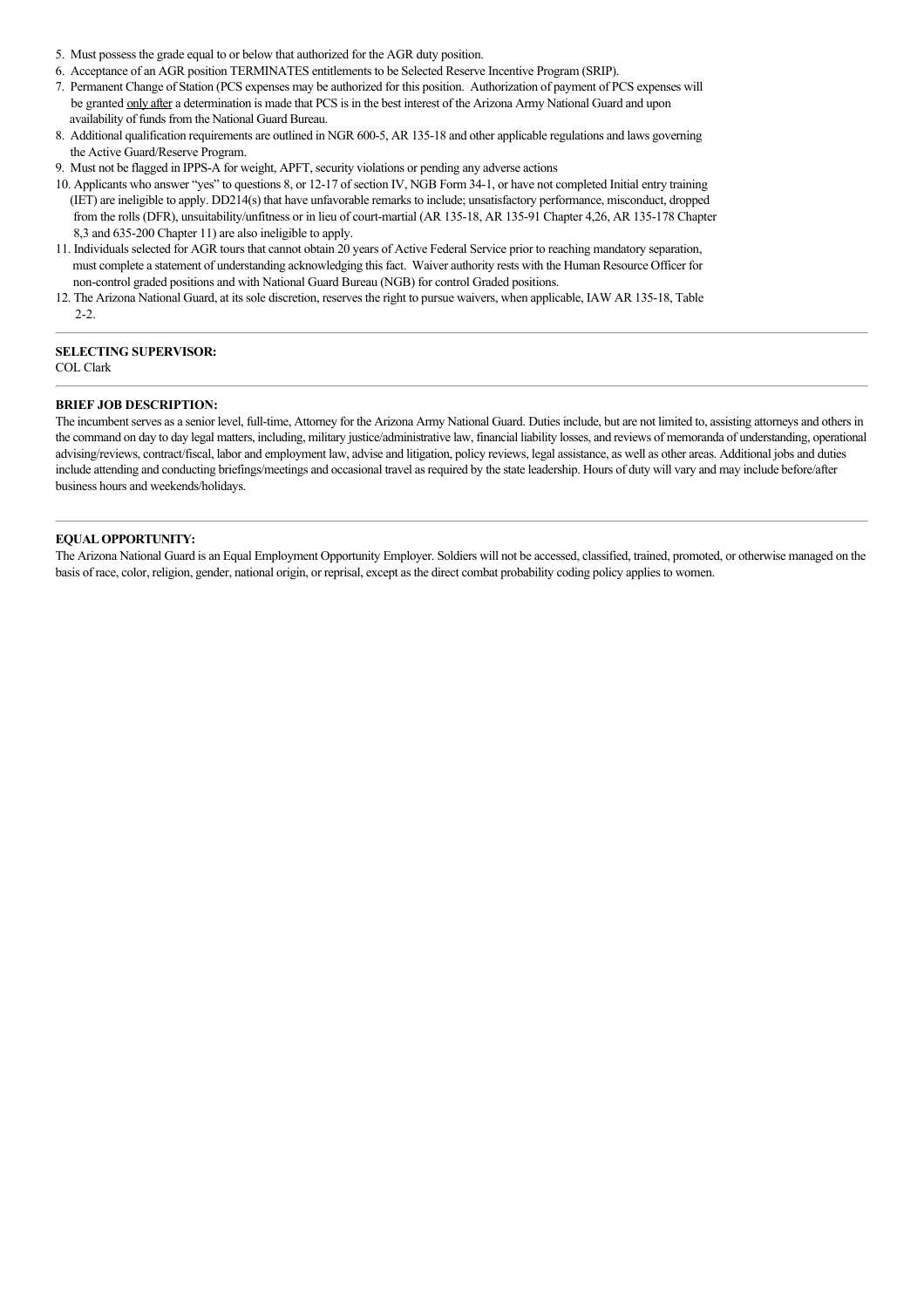5. Must possess the grade equal to or below that authorized for the AGR duty position.
6. Acceptance of an AGR position TERMINATES entitlements to be Selected Reserve Incentive Program (SRIP).
7. Permanent Change of Station (PCS expenses may be authorized for this position. Authorization of payment of PCS expenses will be granted only after a determination is made that PCS is in the best interest of the Arizona Army National Guard and upon availability of funds from the National Guard Bureau.
8. Additional qualification requirements are outlined in NGR 600-5, AR 135-18 and other applicable regulations and laws governing the Active Guard/Reserve Program.
9. Must not be flagged in IPPS-A for weight, APFT, security violations or pending any adverse actions
10. Applicants who answer "yes" to questions 8, or 12-17 of section IV, NGB Form 34-1, or have not completed Initial entry training (IET) are ineligible to apply. DD214(s) that have unfavorable remarks to include; unsatisfactory performance, misconduct, dropped from the rolls (DFR), unsuitability/unfitness or in lieu of court-martial (AR 135-18, AR 135-91 Chapter 4,26, AR 135-178 Chapter 8,3 and 635-200 Chapter 11) are also ineligible to apply.
11. Individuals selected for AGR tours that cannot obtain 20 years of Active Federal Service prior to reaching mandatory separation, must complete a statement of understanding acknowledging this fact. Waiver authority rests with the Human Resource Officer for non-control graded positions and with National Guard Bureau (NGB) for control Graded positions.
12. The Arizona National Guard, at its sole discretion, reserves the right to pursue waivers, when applicable, IAW AR 135-18, Table 2-2.

**SELECTING SUPERVISOR:**
COL Clark

**BRIEF JOB DESCRIPTION:**
The incumbent serves as a senior level, full-time, Attorney for the Arizona Army National Guard. Duties include, but are not limited to, assisting attorneys and others in the command on day to day legal matters, including, military justice/administrative law, financial liability losses, and reviews of memoranda of understanding, operational advising/reviews, contract/fiscal, labor and employment law, advise and litigation, policy reviews, legal assistance, as well as other areas. Additional jobs and duties include attending and conducting briefings/meetings and occasional travel as required by the state leadership. Hours of duty will vary and may include before/after business hours and weekends/holidays.

**EQUAL OPPORTUNITY:**
The Arizona National Guard is an Equal Employment Opportunity Employer. Soldiers will not be accessed, classified, trained, promoted, or otherwise managed on the basis of race, color, religion, gender, national origin, or reprisal, except as the direct combat probability coding policy applies to women.